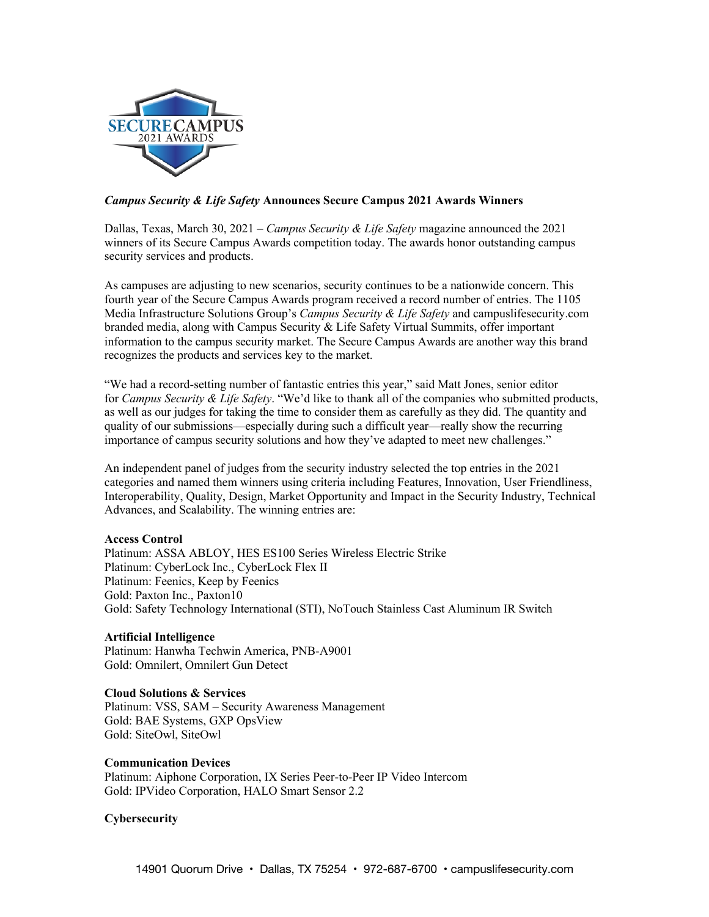***Campus Security & Life Safety* Announces Secure Campus 2021 Awards Winners**

Dallas, Texas, March 30, 2021 – *Campus Security & Life Safety* magazine announced the 2021 winners of its Secure Campus Awards competition today. The awards honor outstanding campus security services and products.

As campuses are adjusting to new scenarios, security continues to be a nationwide concern. This fourth year of the Secure Campus Awards program received a record number of entries. The 1105 Media Infrastructure Solutions Group's *Campus Security & Life Safety* and campuslifesecurity.com branded media, along with Campus Security & Life Safety Virtual Summits, offer important information to the campus security market. The Secure Campus Awards are another way this brand recognizes the products and services key to the market.

"We had a record-setting number of fantastic entries this year," said Matt Jones, senior editor for *Campus Security & Life Safety*. "We'd like to thank all of the companies who submitted products, as well as our judges for taking the time to consider them as carefully as they did. The quantity and quality of our submissions—especially during such a difficult year—really show the recurring importance of campus security solutions and how they've adapted to meet new challenges."

An independent panel of judges from the security industry selected the top entries in the 2021 categories and named them winners using criteria including Features, Innovation, User Friendliness, Interoperability, Quality, Design, Market Opportunity and Impact in the Security Industry, Technical Advances, and Scalability. The winning entries are:

**Access Control**
Platinum: ASSA ABLOY, HES ES100 Series Wireless Electric Strike
Platinum: CyberLock Inc., CyberLock Flex II
Platinum: Feenics, Keep by Feenics
Gold: Paxton Inc., Paxton10
Gold: Safety Technology International (STI), NoTouch Stainless Cast Aluminum IR Switch

**Artificial Intelligence**
Platinum: Hanwha Techwin America, PNB-A9001
Gold: Omnilert, Omnilert Gun Detect

**Cloud Solutions & Services**
Platinum: VSS, SAM – Security Awareness Management
Gold: BAE Systems, GXP OpsView
Gold: SiteOwl, SiteOwl

**Communication Devices**
Platinum: Aiphone Corporation, IX Series Peer-to-Peer IP Video Intercom
Gold: IPVideo Corporation, HALO Smart Sensor 2.2

**Cybersecurity**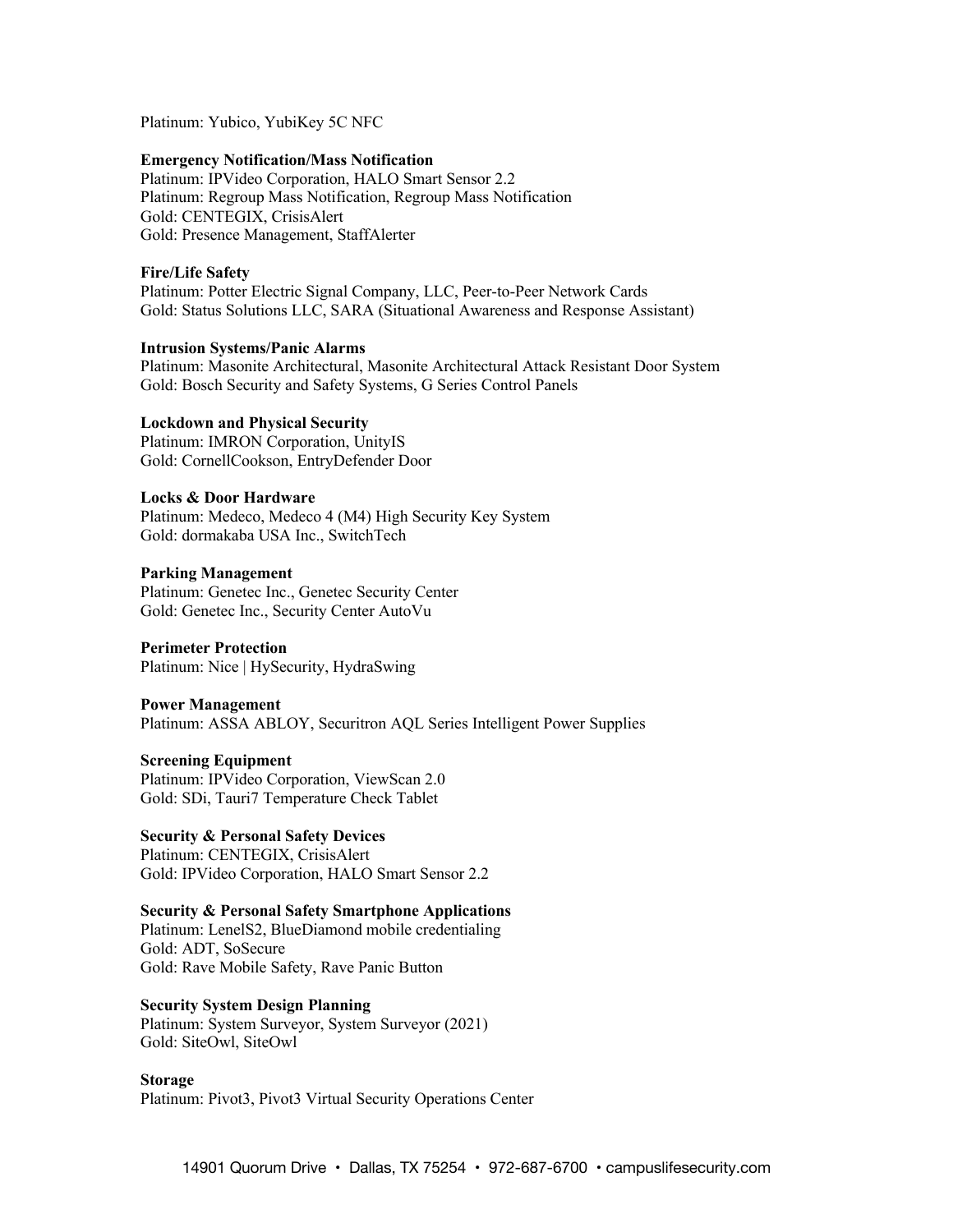Platinum: Yubico, YubiKey 5C NFC

**Emergency Notification/Mass Notification**
Platinum: IPVideo Corporation, HALO Smart Sensor 2.2
Platinum: Regroup Mass Notification, Regroup Mass Notification
Gold: CENTEGIX, CrisisAlert
Gold: Presence Management, StaffAlerter

**Fire/Life Safety**
Platinum: Potter Electric Signal Company, LLC, Peer-to-Peer Network Cards
Gold: Status Solutions LLC, SARA (Situational Awareness and Response Assistant)

**Intrusion Systems/Panic Alarms**
Platinum: Masonite Architectural, Masonite Architectural Attack Resistant Door System
Gold: Bosch Security and Safety Systems, G Series Control Panels

**Lockdown and Physical Security**
Platinum: IMRON Corporation, UnityIS
Gold: CornellCookson, EntryDefender Door

**Locks & Door Hardware**
Platinum: Medeco, Medeco 4 (M4) High Security Key System
Gold: dormakaba USA Inc., SwitchTech

**Parking Management**
Platinum: Genetec Inc., Genetec Security Center
Gold: Genetec Inc., Security Center AutoVu

**Perimeter Protection**
Platinum: Nice | HySecurity, HydraSwing

**Power Management**
Platinum: ASSA ABLOY, Securitron AQL Series Intelligent Power Supplies

**Screening Equipment**
Platinum: IPVideo Corporation, ViewScan 2.0
Gold: SDi, Tauri7 Temperature Check Tablet

**Security & Personal Safety Devices**
Platinum: CENTEGIX, CrisisAlert
Gold: IPVideo Corporation, HALO Smart Sensor 2.2

**Security & Personal Safety Smartphone Applications**
Platinum: LenelS2, BlueDiamond mobile credentialing
Gold: ADT, SoSecure
Gold: Rave Mobile Safety, Rave Panic Button

**Security System Design Planning**
Platinum: System Surveyor, System Surveyor (2021)
Gold: SiteOwl, SiteOwl

**Storage**
Platinum: Pivot3, Pivot3 Virtual Security Operations Center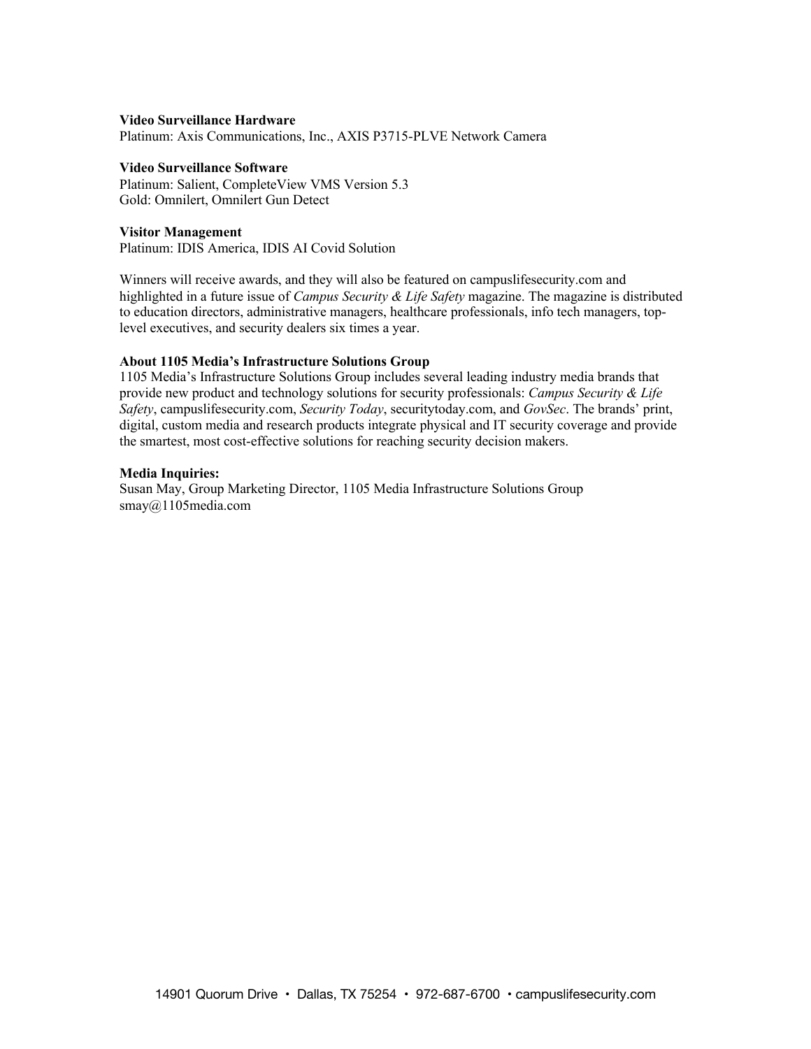**Video Surveillance Hardware**
Platinum: Axis Communications, Inc., AXIS P3715-PLVE Network Camera

**Video Surveillance Software**
Platinum: Salient, CompleteView VMS Version 5.3
Gold: Omnilert, Omnilert Gun Detect

**Visitor Management**
Platinum: IDIS America, IDIS AI Covid Solution

Winners will receive awards, and they will also be featured on campuslifesecurity.com and highlighted in a future issue of *Campus Security & Life Safety* magazine. The magazine is distributed to education directors, administrative managers, healthcare professionals, info tech managers, top-level executives, and security dealers six times a year.

**About 1105 Media's Infrastructure Solutions Group**
1105 Media's Infrastructure Solutions Group includes several leading industry media brands that provide new product and technology solutions for security professionals: *Campus Security & Life Safety*, campuslifesecurity.com, *Security Today*, securitytoday.com, and *GovSec*. The brands' print, digital, custom media and research products integrate physical and IT security coverage and provide the smartest, most cost-effective solutions for reaching security decision makers.

**Media Inquiries:**
Susan May, Group Marketing Director, 1105 Media Infrastructure Solutions Group
smay@1105media.com

14901 Quorum Drive • Dallas, TX 75254 • 972-687-6700 • campuslifesecurity.com